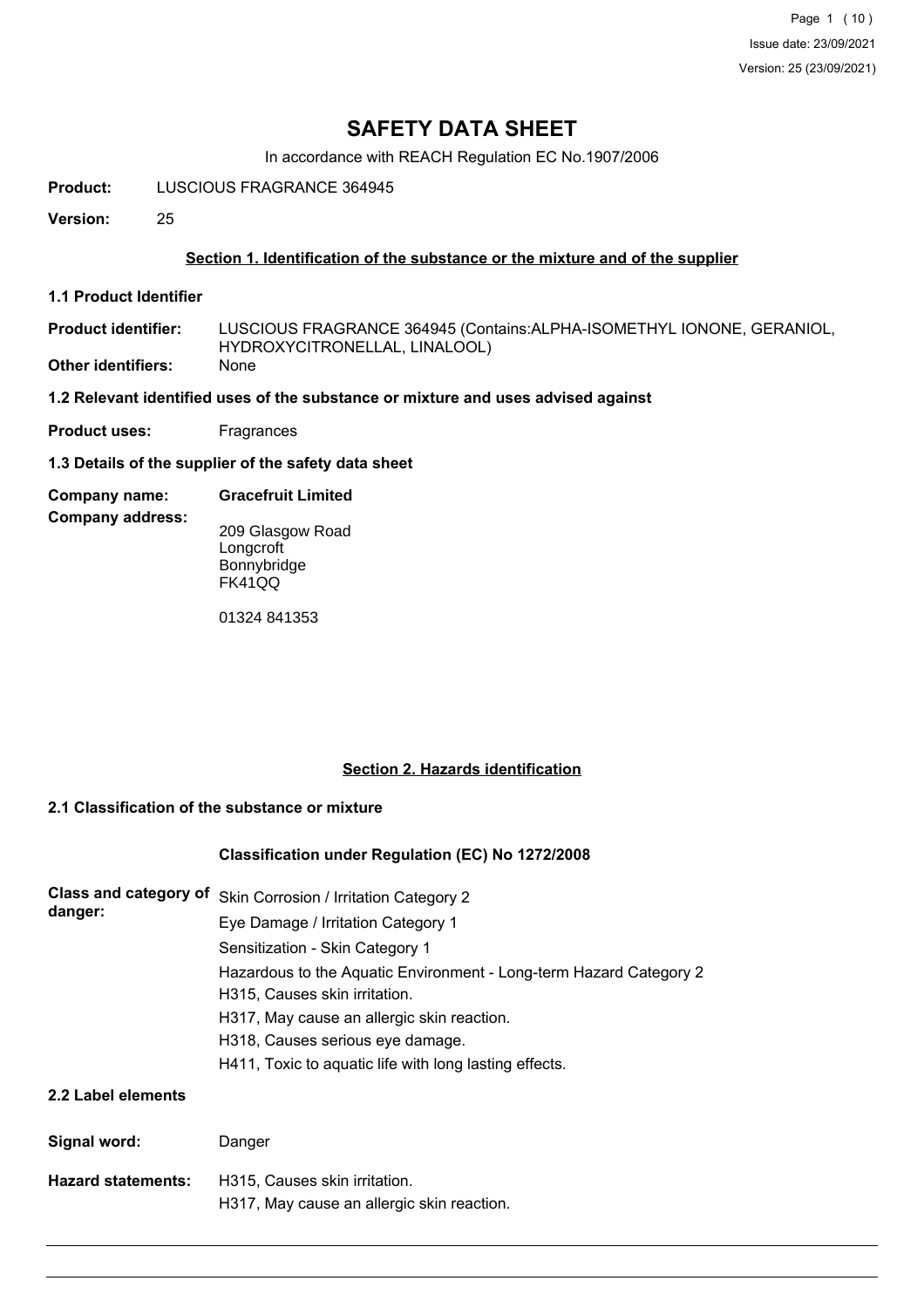# SAFETY DATA SHEET

In accordance with REACH Regulation EC No.1907/2006

**Product:** LUSCIOUS FRAGRANCE 364945

**Version:** 25

## Section 1. Identification of the substance or the mixture and of the supplier

### 1.1 Product Identifier

**Product identifier:** LUSCIOUS FRAGRANCE 364945 (Contains:ALPHA-ISOMETHYL IONONE, GERANIOL, HYDROXYCITRONELLAL, LINALOOL)

**Other identifiers:** None

### 1.2 Relevant identified uses of the substance or mixture and uses advised against

**Product uses:** Fragrances

### 1.3 Details of the supplier of the safety data sheet

**Company name:** **Gracefruit Limited**

**Company address:**

209 Glasgow Road
Longcroft
Bonnybridge
FK41QQ

01324 841353

## Section 2. Hazards identification

### 2.1 Classification of the substance or mixture

**Classification under Regulation (EC) No 1272/2008**

**Class and category of danger:**

Skin Corrosion / Irritation Category 2
Eye Damage / Irritation Category 1
Sensitization - Skin Category 1
Hazardous to the Aquatic Environment - Long-term Hazard Category 2
H315, Causes skin irritation.
H317, May cause an allergic skin reaction.
H318, Causes serious eye damage.
H411, Toxic to aquatic life with long lasting effects.

### 2.2 Label elements

**Signal word:** Danger

**Hazard statements:**

H315, Causes skin irritation.
H317, May cause an allergic skin reaction.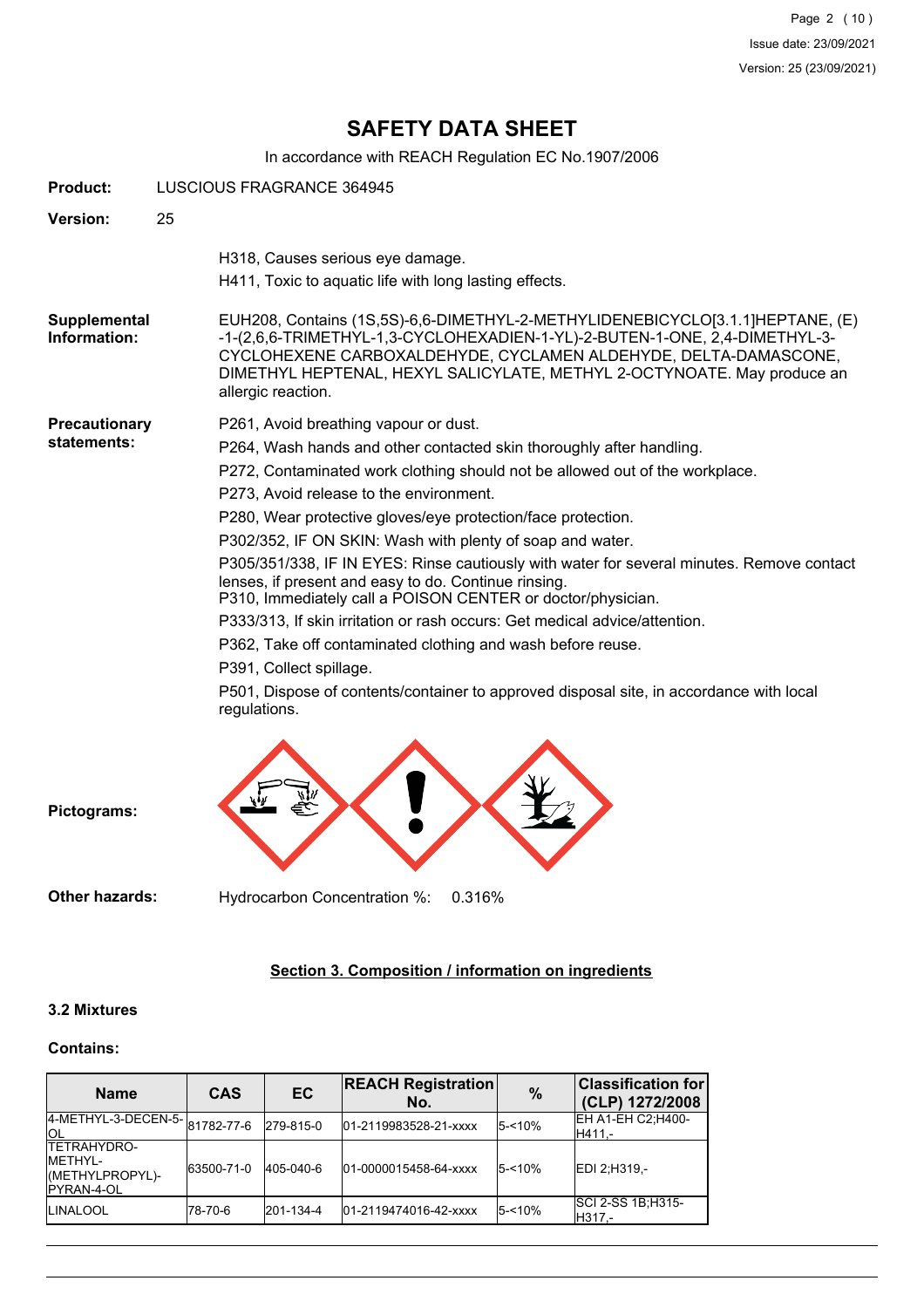# SAFETY DATA SHEET

In accordance with REACH Regulation EC No.1907/2006

**Product:** LUSCIOUS FRAGRANCE 364945

**Version:** 25

H318, Causes serious eye damage.

H411, Toxic to aquatic life with long lasting effects.

**Supplemental Information:** EUH208, Contains (1S,5S)-6,6-DIMETHYL-2-METHYLIDENEBICYCLO[3.1.1]HEPTANE, (E) -1-(2,6,6-TRIMETHYL-1,3-CYCLOHEXADIEN-1-YL)-2-BUTEN-1-ONE, 2,4-DIMETHYL-3-CYCLOHEXENE CARBOXALDEHYDE, CYCLAMEN ALDEHYDE, DELTA-DAMASCONE, DIMETHYL HEPTENAL, HEXYL SALICYLATE, METHYL 2-OCTYNOATE. May produce an allergic reaction.

**Precautionary statements:**

P261, Avoid breathing vapour or dust.

P264, Wash hands and other contacted skin thoroughly after handling.

P272, Contaminated work clothing should not be allowed out of the workplace.

P273, Avoid release to the environment.

P280, Wear protective gloves/eye protection/face protection.

P302/352, IF ON SKIN: Wash with plenty of soap and water.

P305/351/338, IF IN EYES: Rinse cautiously with water for several minutes. Remove contact lenses, if present and easy to do. Continue rinsing.
P310, Immediately call a POISON CENTER or doctor/physician.

P333/313, If skin irritation or rash occurs: Get medical advice/attention.

P362, Take off contaminated clothing and wash before reuse.

P391, Collect spillage.

P501, Dispose of contents/container to approved disposal site, in accordance with local regulations.

**Pictograms:**

**Other hazards:** Hydrocarbon Concentration %: 0.316%

## Section 3. Composition / information on ingredients

### 3.2 Mixtures

**Contains:**

| Name | CAS | EC | REACH Registration No. | % | Classification for (CLP) 1272/2008 |
|---|---|---|---|---|---|
| 4-METHYL-3-DECEN-5-OL | 81782-77-6 | 279-815-0 | 01-2119983528-21-xxxx | 5-<10% | EH A1-EH C2;H400-H411,- |
| TETRAHYDRO-METHYL-(METHYLPROPYL)-PYRAN-4-OL | 63500-71-0 | 405-040-6 | 01-0000015458-64-xxxx | 5-<10% | EDI 2;H319,- |
| LINALOOL | 78-70-6 | 201-134-4 | 01-2119474016-42-xxxx | 5-<10% | SCI 2-SS 1B;H315-H317,- |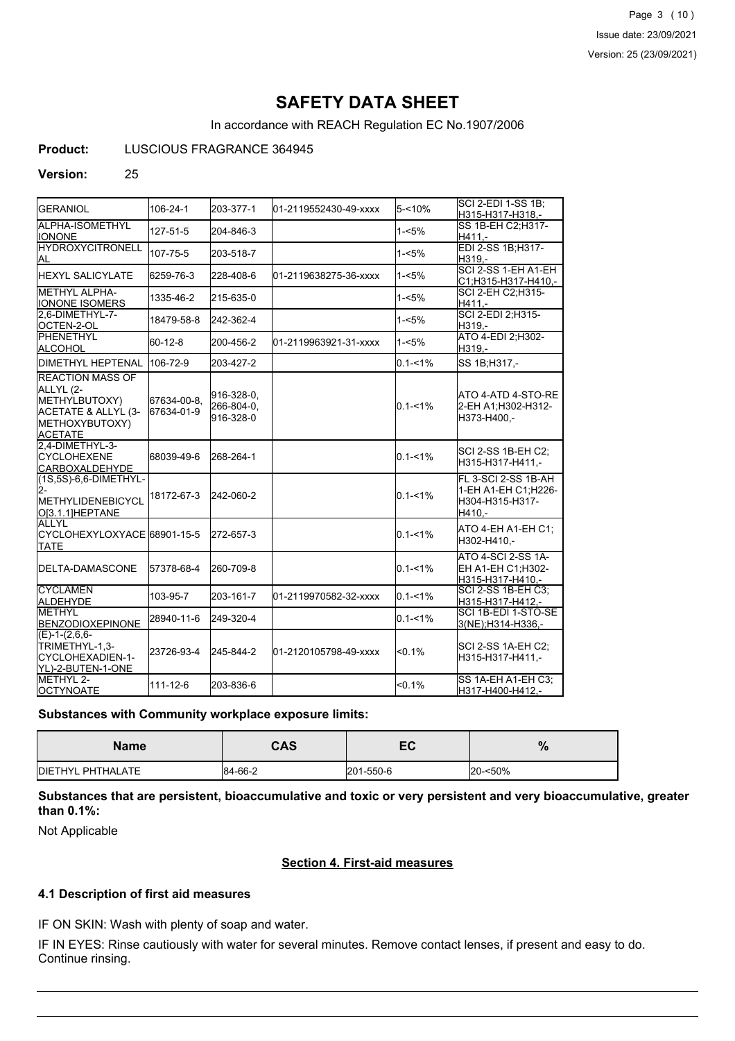# SAFETY DATA SHEET

In accordance with REACH Regulation EC No.1907/2006

**Product:** LUSCIOUS FRAGRANCE 364945

**Version:** 25

| | | | | | |
|---|---|---|---|---|---|
| GERANIOL | 106-24-1 | 203-377-1 | 01-2119552430-49-xxxx | 5-<10% | SCI 2-EDI 1-SS 1B;H315-H317-H318,- |
| ALPHA-ISOMETHYL IONONE | 127-51-5 | 204-846-3 | | 1-<5% | SS 1B-EH C2;H317-H411,- |
| HYDROXYCITRONELLAL | 107-75-5 | 203-518-7 | | 1-<5% | EDI 2-SS 1B;H317-H319,- |
| HEXYL SALICYLATE | 6259-76-3 | 228-408-6 | 01-2119638275-36-xxxx | 1-<5% | SCI 2-SS 1-EH A1-EH C1;H315-H317-H410,- |
| METHYL ALPHA-IONONE ISOMERS | 1335-46-2 | 215-635-0 | | 1-<5% | SCI 2-EH C2;H315-H411,- |
| 2,6-DIMETHYL-7-OCTEN-2-OL | 18479-58-8 | 242-362-4 | | 1-<5% | SCI 2-EDI 2;H315-H319,- |
| PHENETHYL ALCOHOL | 60-12-8 | 200-456-2 | 01-2119963921-31-xxxx | 1-<5% | ATO 4-EDI 2;H302-H319,- |
| DIMETHYL HEPTENAL | 106-72-9 | 203-427-2 | | 0.1-<1% | SS 1B;H317,- |
| REACTION MASS OF ALLYL (2-METHYLBUTOXY) ACETATE & ALLYL (3-METHOXYBUTOXY) ACETATE | 67634-00-8, 67634-01-9 | 916-328-0, 266-804-0, 916-328-0 | | 0.1-<1% | ATO 4-ATD 4-STO-RE 2-EH A1;H302-H312-H373-H400,- |
| 2,4-DIMETHYL-3-CYCLOHEXENE CARBOXALDEHYDE | 68039-49-6 | 268-264-1 | | 0.1-<1% | SCI 2-SS 1B-EH C2;H315-H317-H411,- |
| (1S,5S)-6,6-DIMETHYL-2-METHYLIDENEBICYCLO[3.1.1]HEPTANE | 18172-67-3 | 242-060-2 | | 0.1-<1% | FL 3-SCI 2-SS 1B-AH 1-EH A1-EH C1;H226-H304-H315-H317-H410,- |
| ALLYL CYCLOHEXYLOXYACETATE | 68901-15-5 | 272-657-3 | | 0.1-<1% | ATO 4-EH A1-EH C1;H302-H410,- |
| DELTA-DAMASCONE | 57378-68-4 | 260-709-8 | | 0.1-<1% | ATO 4-SCI 2-SS 1A-EH A1-EH C1;H302-H315-H317-H410,- |
| CYCLAMEN ALDEHYDE | 103-95-7 | 203-161-7 | 01-2119970582-32-xxxx | 0.1-<1% | SCI 2-SS 1B-EH C3;H315-H317-H412,- |
| METHYL BENZODIOXEPINONE | 28940-11-6 | 249-320-4 | | 0.1-<1% | SCI 1B-EDI 1-STO-SE 3(NE);H314-H336,- |
| (E)-1-(2,6,6-TRIMETHYL-1,3-CYCLOHEXADIEN-1-YL)-2-BUTEN-1-ONE | 23726-93-4 | 245-844-2 | 01-2120105798-49-xxxx | <0.1% | SCI 2-SS 1A-EH C2;H315-H317-H411,- |
| METHYL 2-OCTYNOATE | 111-12-6 | 203-836-6 | | <0.1% | SS 1A-EH A1-EH C3;H317-H400-H412,- |

**Substances with Community workplace exposure limits:**

| Name | CAS | EC | % |
|---|---|---|---|
| DIETHYL PHTHALATE | 84-66-2 | 201-550-6 | 20-<50% |

**Substances that are persistent, bioaccumulative and toxic or very persistent and very bioaccumulative, greater than 0.1%:**

Not Applicable

## Section 4. First-aid measures

### 4.1 Description of first aid measures

IF ON SKIN: Wash with plenty of soap and water.

IF IN EYES: Rinse cautiously with water for several minutes. Remove contact lenses, if present and easy to do. Continue rinsing.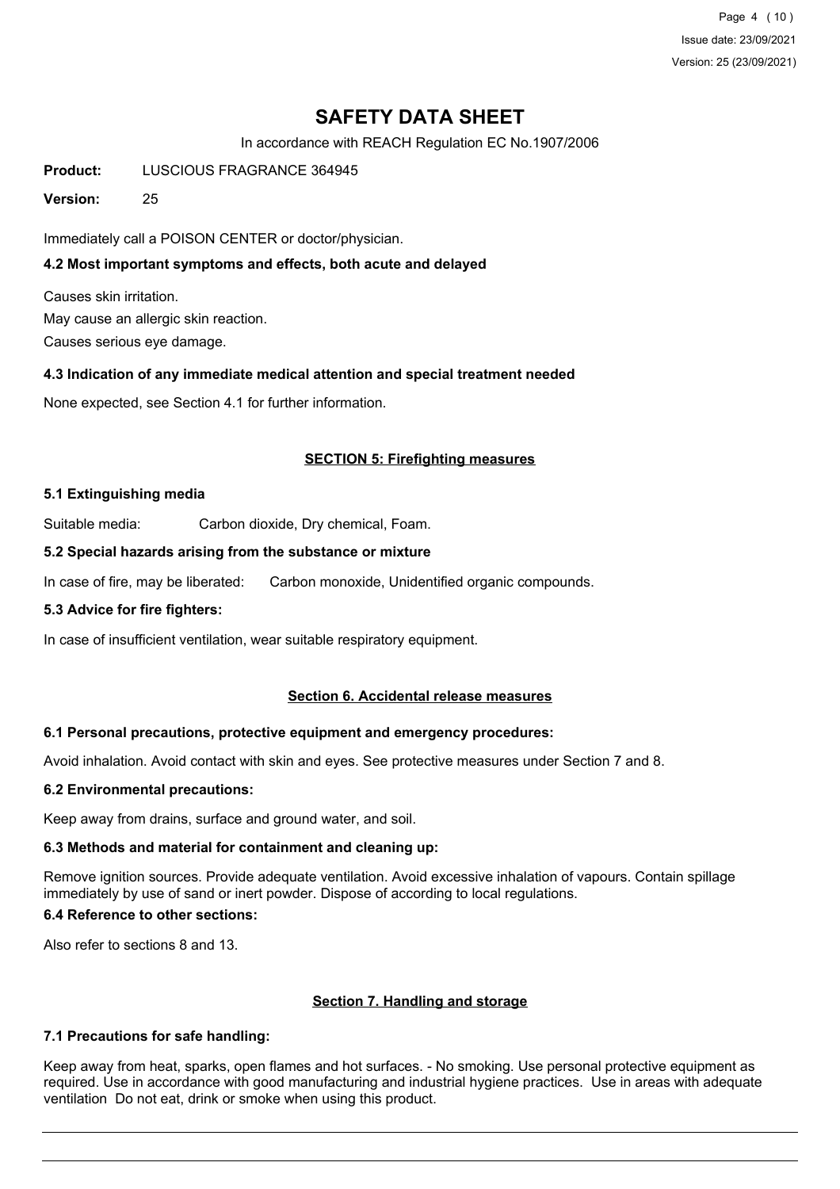# SAFETY DATA SHEET

In accordance with REACH Regulation EC No.1907/2006

**Product:** LUSCIOUS FRAGRANCE 364945

**Version:** 25

Immediately call a POISON CENTER or doctor/physician.

### 4.2 Most important symptoms and effects, both acute and delayed

Causes skin irritation.

May cause an allergic skin reaction.

Causes serious eye damage.

### 4.3 Indication of any immediate medical attention and special treatment needed

None expected, see Section 4.1 for further information.

## SECTION 5: Firefighting measures

### 5.1 Extinguishing media

Suitable media: Carbon dioxide, Dry chemical, Foam.

### 5.2 Special hazards arising from the substance or mixture

In case of fire, may be liberated: Carbon monoxide, Unidentified organic compounds.

### 5.3 Advice for fire fighters:

In case of insufficient ventilation, wear suitable respiratory equipment.

## Section 6. Accidental release measures

### 6.1 Personal precautions, protective equipment and emergency procedures:

Avoid inhalation. Avoid contact with skin and eyes. See protective measures under Section 7 and 8.

### 6.2 Environmental precautions:

Keep away from drains, surface and ground water, and soil.

### 6.3 Methods and material for containment and cleaning up:

Remove ignition sources. Provide adequate ventilation. Avoid excessive inhalation of vapours. Contain spillage immediately by use of sand or inert powder. Dispose of according to local regulations.

### 6.4 Reference to other sections:

Also refer to sections 8 and 13.

## Section 7. Handling and storage

### 7.1 Precautions for safe handling:

Keep away from heat, sparks, open flames and hot surfaces. - No smoking. Use personal protective equipment as required. Use in accordance with good manufacturing and industrial hygiene practices. Use in areas with adequate ventilation Do not eat, drink or smoke when using this product.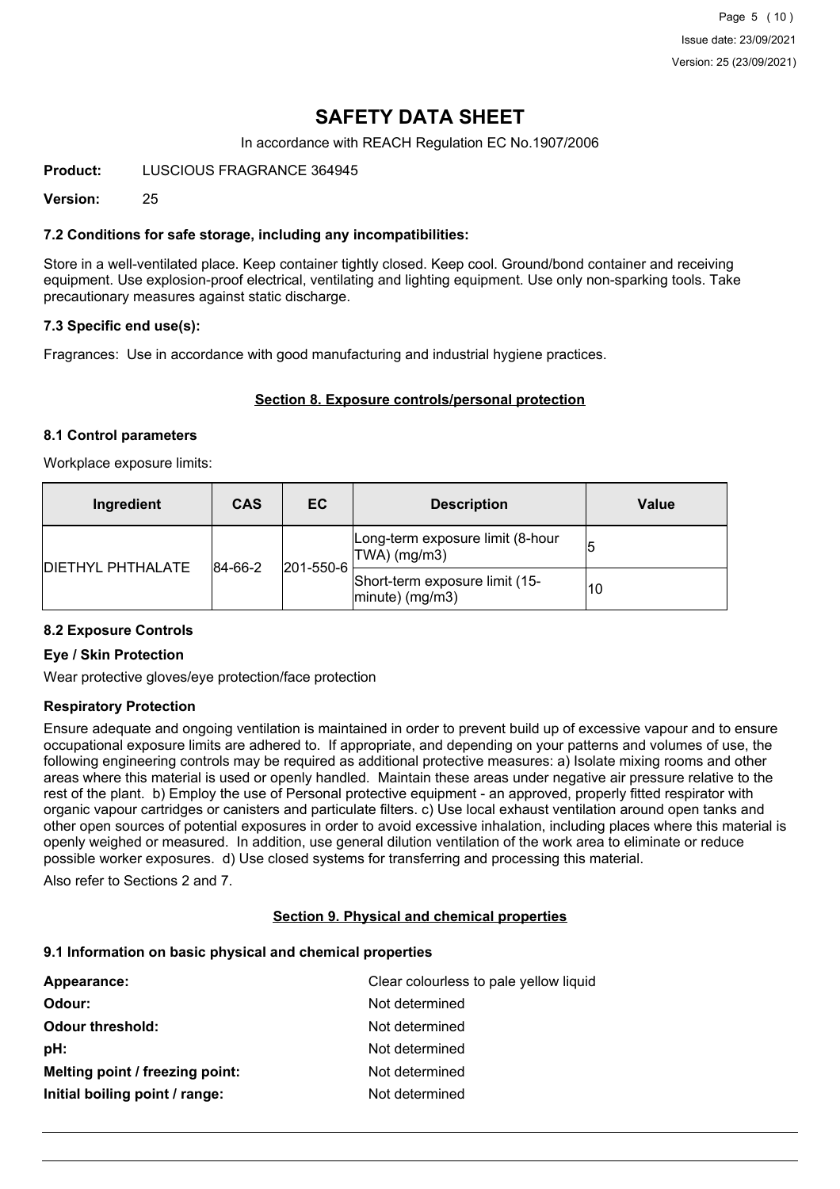# SAFETY DATA SHEET

In accordance with REACH Regulation EC No.1907/2006

**Product:** LUSCIOUS FRAGRANCE 364945

**Version:** 25

### 7.2 Conditions for safe storage, including any incompatibilities:

Store in a well-ventilated place. Keep container tightly closed. Keep cool. Ground/bond container and receiving equipment. Use explosion-proof electrical, ventilating and lighting equipment. Use only non-sparking tools. Take precautionary measures against static discharge.

### 7.3 Specific end use(s):

Fragrances: Use in accordance with good manufacturing and industrial hygiene practices.

## Section 8. Exposure controls/personal protection

### 8.1 Control parameters

Workplace exposure limits:

| Ingredient | CAS | EC | Description | Value |
|---|---|---|---|---|
| DIETHYL PHTHALATE | 84-66-2 | 201-550-6 | Long-term exposure limit (8-hour TWA) (mg/m3) | 5 |
| | | | Short-term exposure limit (15-minute) (mg/m3) | 10 |

### 8.2 Exposure Controls

**Eye / Skin Protection**

Wear protective gloves/eye protection/face protection

**Respiratory Protection**

Ensure adequate and ongoing ventilation is maintained in order to prevent build up of excessive vapour and to ensure occupational exposure limits are adhered to. If appropriate, and depending on your patterns and volumes of use, the following engineering controls may be required as additional protective measures: a) Isolate mixing rooms and other areas where this material is used or openly handled. Maintain these areas under negative air pressure relative to the rest of the plant. b) Employ the use of Personal protective equipment - an approved, properly fitted respirator with organic vapour cartridges or canisters and particulate filters. c) Use local exhaust ventilation around open tanks and other open sources of potential exposures in order to avoid excessive inhalation, including places where this material is openly weighed or measured. In addition, use general dilution ventilation of the work area to eliminate or reduce possible worker exposures. d) Use closed systems for transferring and processing this material.

Also refer to Sections 2 and 7.

## Section 9. Physical and chemical properties

### 9.1 Information on basic physical and chemical properties

**Appearance:** Clear colourless to pale yellow liquid

**Odour:** Not determined

**Odour threshold:** Not determined

**pH:** Not determined

**Melting point / freezing point:** Not determined

**Initial boiling point / range:** Not determined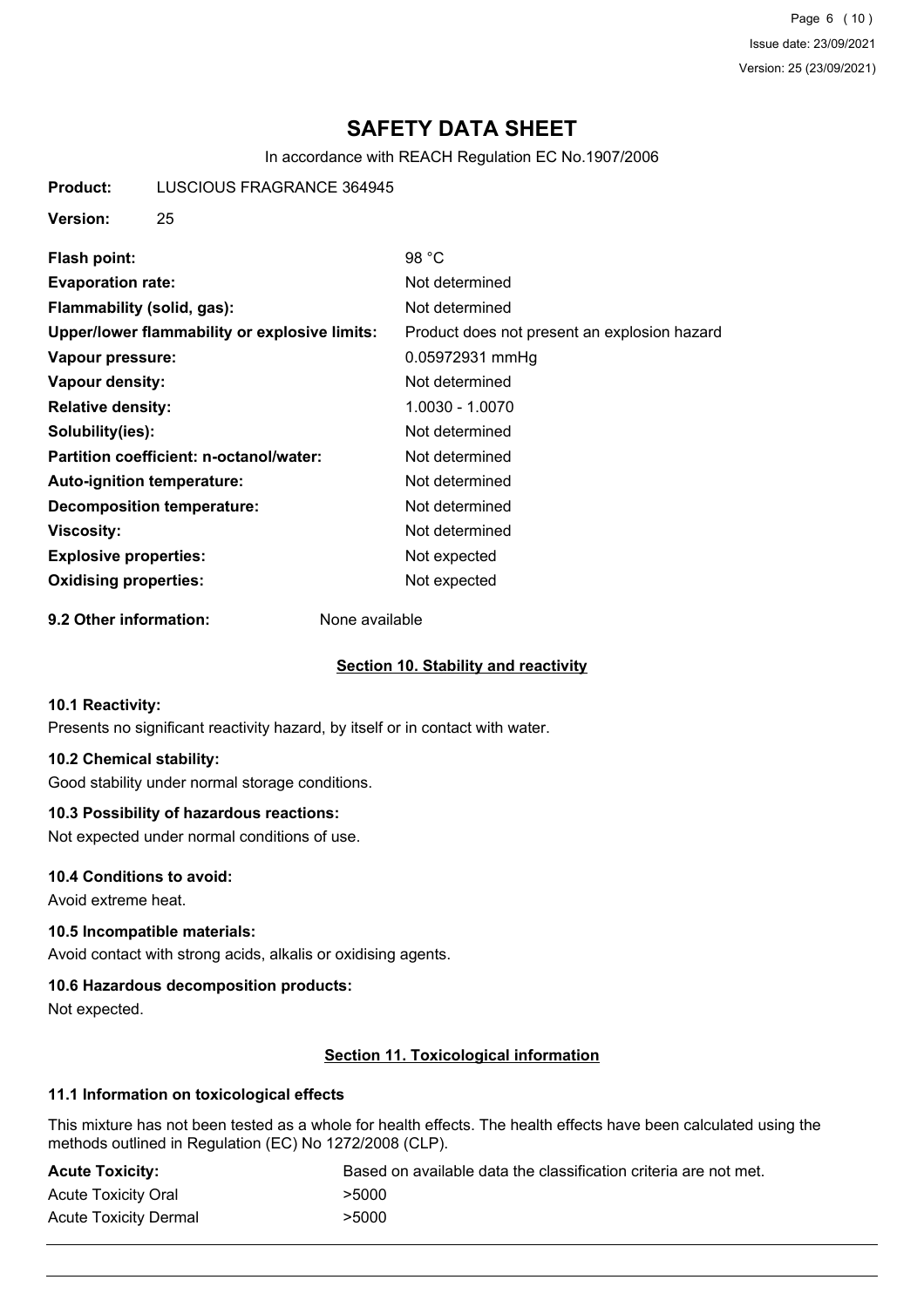# SAFETY DATA SHEET

In accordance with REACH Regulation EC No.1907/2006

**Product:** LUSCIOUS FRAGRANCE 364945

**Version:** 25

| | |
|---|---|
| **Flash point:** | 98 °C |
| **Evaporation rate:** | Not determined |
| **Flammability (solid, gas):** | Not determined |
| **Upper/lower flammability or explosive limits:** | Product does not present an explosion hazard |
| **Vapour pressure:** | 0.05972931 mmHg |
| **Vapour density:** | Not determined |
| **Relative density:** | 1.0030 - 1.0070 |
| **Solubility(ies):** | Not determined |
| **Partition coefficient: n-octanol/water:** | Not determined |
| **Auto-ignition temperature:** | Not determined |
| **Decomposition temperature:** | Not determined |
| **Viscosity:** | Not determined |
| **Explosive properties:** | Not expected |
| **Oxidising properties:** | Not expected |

**9.2 Other information:** None available

## Section 10. Stability and reactivity

### 10.1 Reactivity:

Presents no significant reactivity hazard, by itself or in contact with water.

### 10.2 Chemical stability:

Good stability under normal storage conditions.

### 10.3 Possibility of hazardous reactions:

Not expected under normal conditions of use.

### 10.4 Conditions to avoid:

Avoid extreme heat.

### 10.5 Incompatible materials:

Avoid contact with strong acids, alkalis or oxidising agents.

### 10.6 Hazardous decomposition products:

Not expected.

## Section 11. Toxicological information

### 11.1 Information on toxicological effects

This mixture has not been tested as a whole for health effects. The health effects have been calculated using the methods outlined in Regulation (EC) No 1272/2008 (CLP).

| | |
|---|---|
| **Acute Toxicity:** | Based on available data the classification criteria are not met. |
| Acute Toxicity Oral | >5000 |
| Acute Toxicity Dermal | >5000 |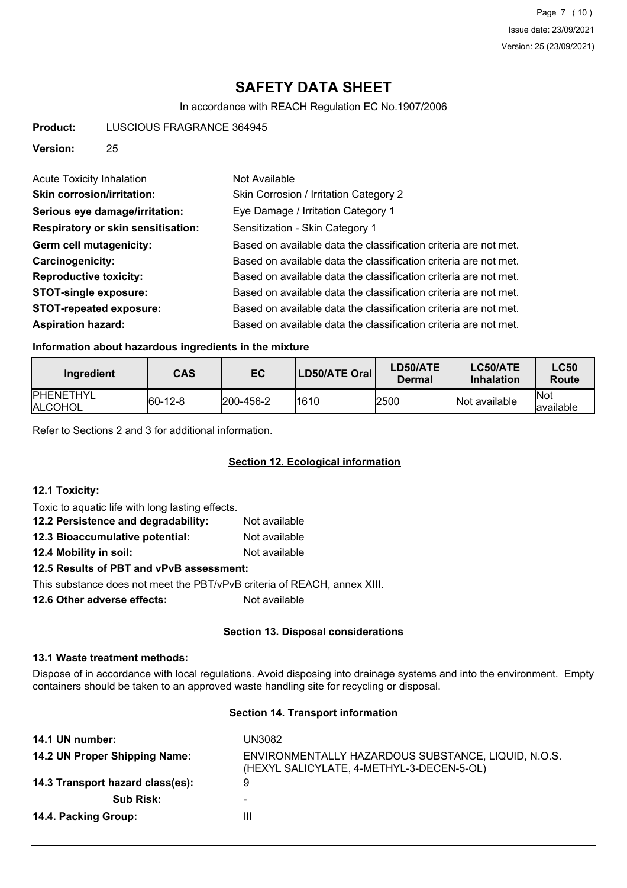# SAFETY DATA SHEET

In accordance with REACH Regulation EC No.1907/2006

**Product:** LUSCIOUS FRAGRANCE 364945

**Version:** 25

Acute Toxicity Inhalation: Not Available

**Skin corrosion/irritation:** Skin Corrosion / Irritation Category 2

**Serious eye damage/irritation:** Eye Damage / Irritation Category 1

**Respiratory or skin sensitisation:** Sensitization - Skin Category 1

**Germ cell mutagenicity:** Based on available data the classification criteria are not met.

**Carcinogenicity:** Based on available data the classification criteria are not met.

**Reproductive toxicity:** Based on available data the classification criteria are not met.

**STOT-single exposure:** Based on available data the classification criteria are not met.

**STOT-repeated exposure:** Based on available data the classification criteria are not met.

**Aspiration hazard:** Based on available data the classification criteria are not met.

**Information about hazardous ingredients in the mixture**

| Ingredient | CAS | EC | LD50/ATE Oral | LD50/ATE Dermal | LC50/ATE Inhalation | LC50 Route |
|---|---|---|---|---|---|---|
| PHENETHYL ALCOHOL | 60-12-8 | 200-456-2 | 1610 | 2500 | Not available | Not available |

Refer to Sections 2 and 3 for additional information.

## Section 12. Ecological information

**12.1 Toxicity:**

Toxic to aquatic life with long lasting effects.

**12.2 Persistence and degradability:** Not available

**12.3 Bioaccumulative potential:** Not available

**12.4 Mobility in soil:** Not available

**12.5 Results of PBT and vPvB assessment:**

This substance does not meet the PBT/vPvB criteria of REACH, annex XIII.

**12.6 Other adverse effects:** Not available

## Section 13. Disposal considerations

**13.1 Waste treatment methods:**

Dispose of in accordance with local regulations. Avoid disposing into drainage systems and into the environment. Empty containers should be taken to an approved waste handling site for recycling or disposal.

## Section 14. Transport information

**14.1 UN number:** UN3082

**14.2 UN Proper Shipping Name:** ENVIRONMENTALLY HAZARDOUS SUBSTANCE, LIQUID, N.O.S. (HEXYL SALICYLATE, 4-METHYL-3-DECEN-5-OL)

**14.3 Transport hazard class(es):** 9

**Sub Risk:** -

**14.4. Packing Group:** III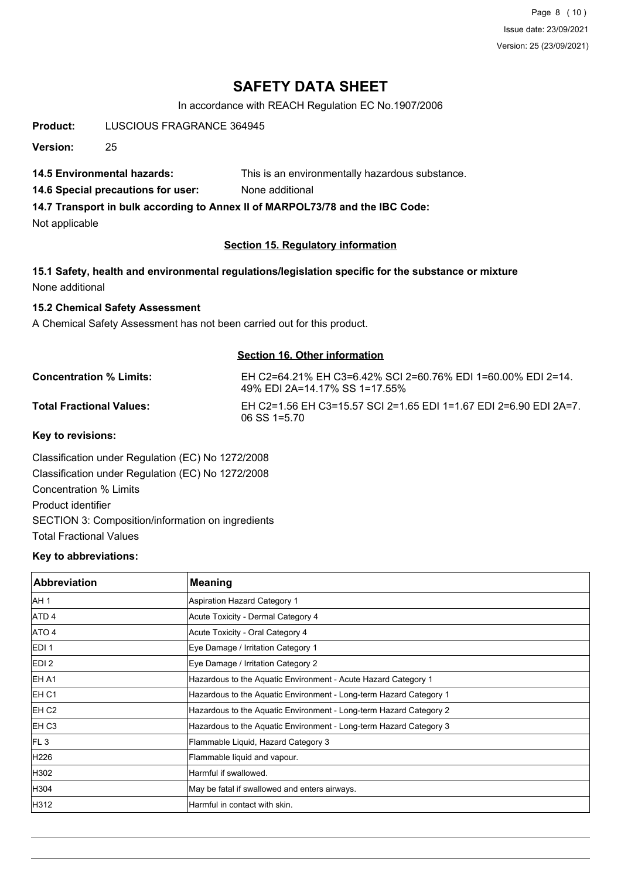# SAFETY DATA SHEET

In accordance with REACH Regulation EC No.1907/2006

**Product:** LUSCIOUS FRAGRANCE 364945

**Version:** 25

**14.5 Environmental hazards:** This is an environmentally hazardous substance.

**14.6 Special precautions for user:** None additional

**14.7 Transport in bulk according to Annex II of MARPOL73/78 and the IBC Code:**

Not applicable

## Section 15. Regulatory information

### 15.1 Safety, health and environmental regulations/legislation specific for the substance or mixture

None additional

### 15.2 Chemical Safety Assessment

A Chemical Safety Assessment has not been carried out for this product.

## Section 16. Other information

**Concentration % Limits:** EH C2=64.21% EH C3=6.42% SCI 2=60.76% EDI 1=60.00% EDI 2=14.49% EDI 2A=14.17% SS 1=17.55%

**Total Fractional Values:** EH C2=1.56 EH C3=15.57 SCI 2=1.65 EDI 1=1.67 EDI 2=6.90 EDI 2A=7.06 SS 1=5.70

### Key to revisions:

Classification under Regulation (EC) No 1272/2008

Classification under Regulation (EC) No 1272/2008

Concentration % Limits

Product identifier

SECTION 3: Composition/information on ingredients

Total Fractional Values

### Key to abbreviations:

| Abbreviation | Meaning |
|---|---|
| AH 1 | Aspiration Hazard Category 1 |
| ATD 4 | Acute Toxicity - Dermal Category 4 |
| ATO 4 | Acute Toxicity - Oral Category 4 |
| EDI 1 | Eye Damage / Irritation Category 1 |
| EDI 2 | Eye Damage / Irritation Category 2 |
| EH A1 | Hazardous to the Aquatic Environment - Acute Hazard Category 1 |
| EH C1 | Hazardous to the Aquatic Environment - Long-term Hazard Category 1 |
| EH C2 | Hazardous to the Aquatic Environment - Long-term Hazard Category 2 |
| EH C3 | Hazardous to the Aquatic Environment - Long-term Hazard Category 3 |
| FL 3 | Flammable Liquid, Hazard Category 3 |
| H226 | Flammable liquid and vapour. |
| H302 | Harmful if swallowed. |
| H304 | May be fatal if swallowed and enters airways. |
| H312 | Harmful in contact with skin. |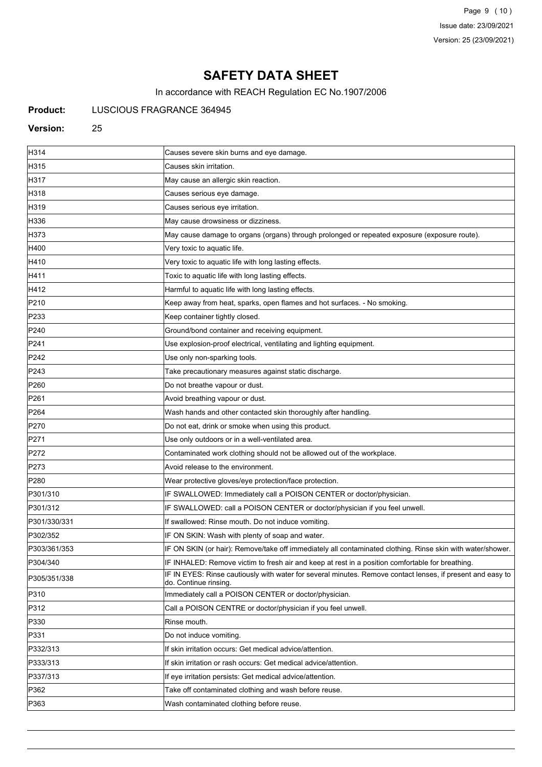# SAFETY DATA SHEET

In accordance with REACH Regulation EC No.1907/2006

**Product:** LUSCIOUS FRAGRANCE 364945

**Version:** 25

| | |
|---|---|
| H314 | Causes severe skin burns and eye damage. |
| H315 | Causes skin irritation. |
| H317 | May cause an allergic skin reaction. |
| H318 | Causes serious eye damage. |
| H319 | Causes serious eye irritation. |
| H336 | May cause drowsiness or dizziness. |
| H373 | May cause damage to organs (organs) through prolonged or repeated exposure (exposure route). |
| H400 | Very toxic to aquatic life. |
| H410 | Very toxic to aquatic life with long lasting effects. |
| H411 | Toxic to aquatic life with long lasting effects. |
| H412 | Harmful to aquatic life with long lasting effects. |
| P210 | Keep away from heat, sparks, open flames and hot surfaces. - No smoking. |
| P233 | Keep container tightly closed. |
| P240 | Ground/bond container and receiving equipment. |
| P241 | Use explosion-proof electrical, ventilating and lighting equipment. |
| P242 | Use only non-sparking tools. |
| P243 | Take precautionary measures against static discharge. |
| P260 | Do not breathe vapour or dust. |
| P261 | Avoid breathing vapour or dust. |
| P264 | Wash hands and other contacted skin thoroughly after handling. |
| P270 | Do not eat, drink or smoke when using this product. |
| P271 | Use only outdoors or in a well-ventilated area. |
| P272 | Contaminated work clothing should not be allowed out of the workplace. |
| P273 | Avoid release to the environment. |
| P280 | Wear protective gloves/eye protection/face protection. |
| P301/310 | IF SWALLOWED: Immediately call a POISON CENTER or doctor/physician. |
| P301/312 | IF SWALLOWED: call a POISON CENTER or doctor/physician if you feel unwell. |
| P301/330/331 | If swallowed: Rinse mouth. Do not induce vomiting. |
| P302/352 | IF ON SKIN: Wash with plenty of soap and water. |
| P303/361/353 | IF ON SKIN (or hair): Remove/take off immediately all contaminated clothing. Rinse skin with water/shower. |
| P304/340 | IF INHALED: Remove victim to fresh air and keep at rest in a position comfortable for breathing. |
| P305/351/338 | IF IN EYES: Rinse cautiously with water for several minutes. Remove contact lenses, if present and easy to do. Continue rinsing. |
| P310 | Immediately call a POISON CENTER or doctor/physician. |
| P312 | Call a POISON CENTRE or doctor/physician if you feel unwell. |
| P330 | Rinse mouth. |
| P331 | Do not induce vomiting. |
| P332/313 | If skin irritation occurs: Get medical advice/attention. |
| P333/313 | If skin irritation or rash occurs: Get medical advice/attention. |
| P337/313 | If eye irritation persists: Get medical advice/attention. |
| P362 | Take off contaminated clothing and wash before reuse. |
| P363 | Wash contaminated clothing before reuse. |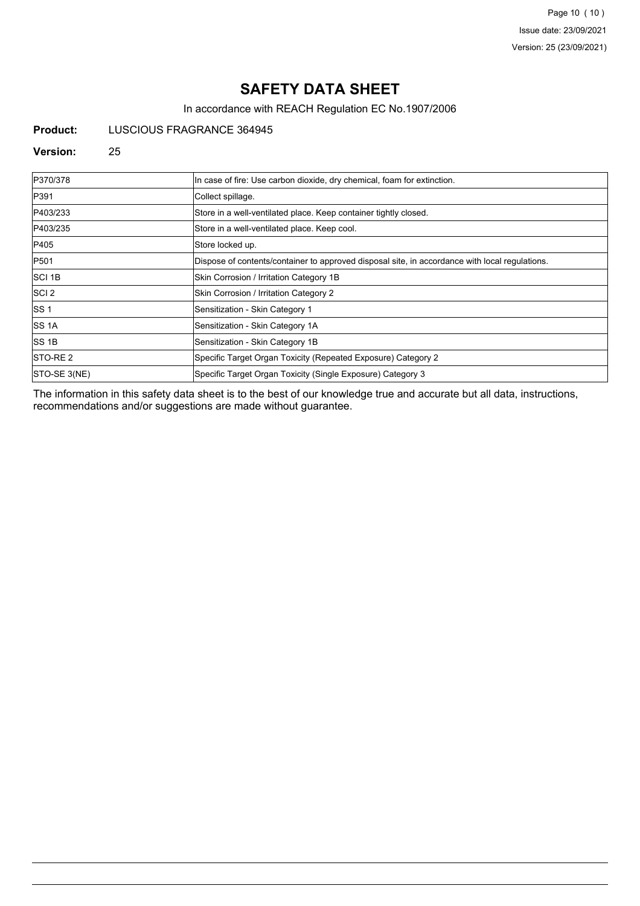# SAFETY DATA SHEET

In accordance with REACH Regulation EC No.1907/2006

**Product:** LUSCIOUS FRAGRANCE 364945

**Version:** 25

| | |
|---|---|
| P370/378 | In case of fire: Use carbon dioxide, dry chemical, foam for extinction. |
| P391 | Collect spillage. |
| P403/233 | Store in a well-ventilated place. Keep container tightly closed. |
| P403/235 | Store in a well-ventilated place. Keep cool. |
| P405 | Store locked up. |
| P501 | Dispose of contents/container to approved disposal site, in accordance with local regulations. |
| SCI 1B | Skin Corrosion / Irritation Category 1B |
| SCI 2 | Skin Corrosion / Irritation Category 2 |
| SS 1 | Sensitization - Skin Category 1 |
| SS 1A | Sensitization - Skin Category 1A |
| SS 1B | Sensitization - Skin Category 1B |
| STO-RE 2 | Specific Target Organ Toxicity (Repeated Exposure) Category 2 |
| STO-SE 3(NE) | Specific Target Organ Toxicity (Single Exposure) Category 3 |

The information in this safety data sheet is to the best of our knowledge true and accurate but all data, instructions, recommendations and/or suggestions are made without guarantee.